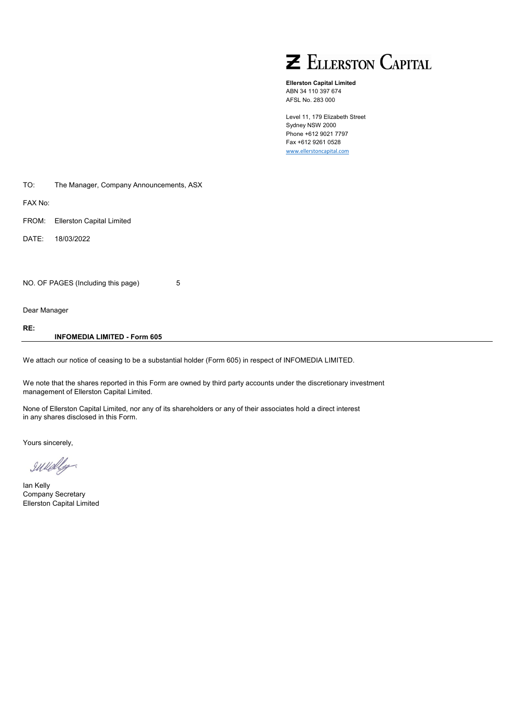# Ellerston Capital

**Ellerston Capital Limited**
ABN 34 110 397 674
AFSL No. 283 000

Level 11, 179 Elizabeth Street
Sydney NSW 2000
Phone +612 9021 7797
Fax +612 9261 0528
www.ellerstoncapital.com

TO: The Manager, Company Announcements, ASX

FAX No:

FROM: Ellerston Capital Limited

DATE: 18/03/2022

NO. OF PAGES (Including this page) 5

Dear Manager

**RE:**

**INFOMEDIA LIMITED - Form 605**

We attach our notice of ceasing to be a substantial holder (Form 605) in respect of INFOMEDIA LIMITED.

We note that the shares reported in this Form are owned by third party accounts under the discretionary investment management of Ellerston Capital Limited.

None of Ellerston Capital Limited, nor any of its shareholders or any of their associates hold a direct interest in any shares disclosed in this Form.

Yours sincerely,

Ian Kelly
Company Secretary
Ellerston Capital Limited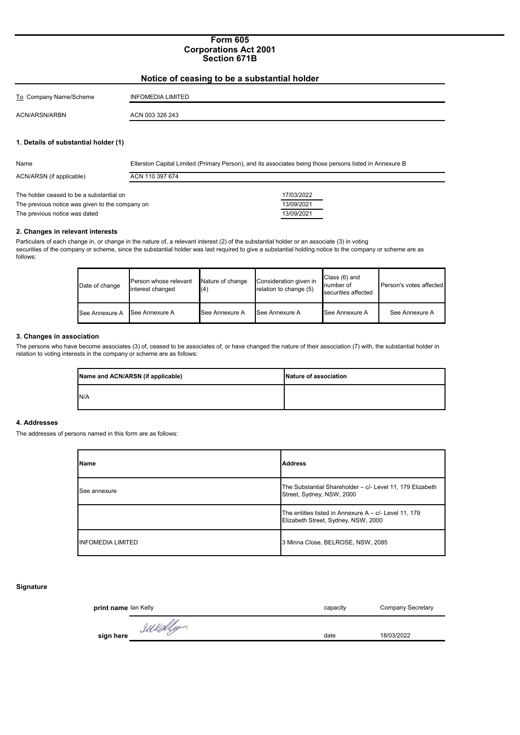# Form 605
# Corporations Act 2001
# Section 671B

## Notice of ceasing to be a substantial holder

| To Company Name/Scheme | INFOMEDIA LIMITED |
|---|---|
| ACN/ARSN/ARBN | ACN 003 326 243 |

### 1. Details of substantial holder (1)

| Name | Ellerston Capital Limited (Primary Person), and its associates being those persons listed in Annexure B |
|---|---|
| ACN/ARSN (if applicable) | ACN 110 397 674 |

| | |
|---|---|
| The holder ceased to be a substantial on | 17/03/2022 |
| The previous notice was given to the company on | 13/09/2021 |
| The previous notice was dated | 13/09/2021 |

### 2. Changes in relevant interests

Particulars of each change in, or change in the nature of, a relevant interest (2) of the substantial holder or an associate (3) in voting securities of the company or scheme, since the substantial holder was last required to give a substantial holding notice to the company or scheme are as follows:

| Date of change | Person whose relevant interest changed | Nature of change (4) | Consideration given in relation to change (5) | Class (6) and number of securities affected | Person's votes affected |
|---|---|---|---|---|---|
| See Annexure A | See Annexure A | See Annexure A | See Annexure A | See Annexure A | See Annexure A |

### 3. Changes in association

The persons who have become associates (3) of, ceased to be associates of, or have changed the nature of their association (7) with, the substantial holder in relation to voting interests in the company or scheme are as follows:

| Name and ACN/ARSN (if applicable) | Nature of association |
|---|---|
| N/A | |

### 4. Addresses

The addresses of persons named in this form are as follows:

| Name | Address |
|---|---|
| See annexure | The Substantial Shareholder – c/- Level 11, 179 Elizabeth Street, Sydney, NSW, 2000 |
| | The entities listed in Annexure A – c/- Level 11, 179 Elizabeth Street, Sydney, NSW, 2000 |
| INFOMEDIA LIMITED | 3 Minna Close, BELROSE, NSW, 2085 |

### Signature

| | | | |
|---|---|---|---|
| print name | Ian Kelly | capacity | Company Secretary |
| sign here | | date | 18/03/2022 |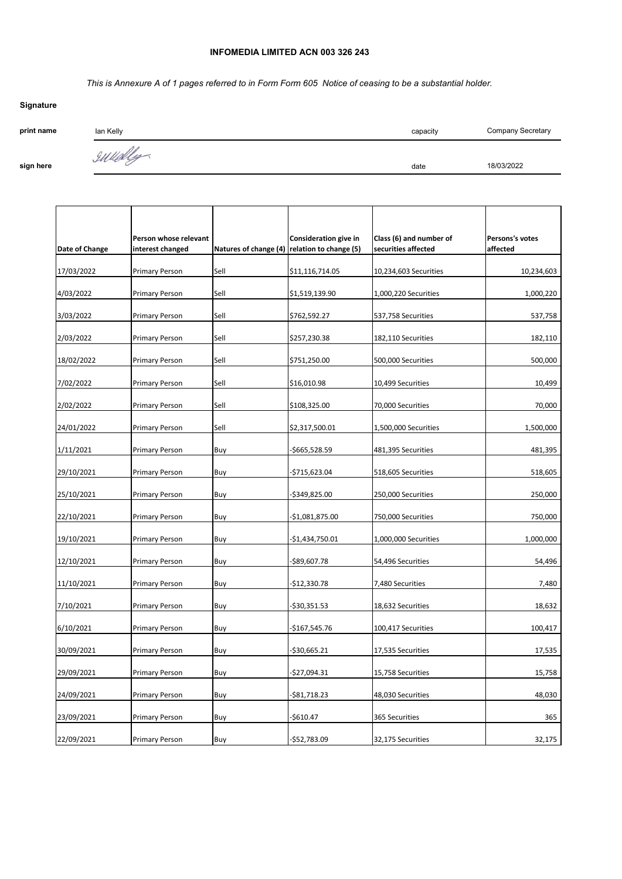**INFOMEDIA LIMITED ACN 003 326 243**

*This is Annexure A of 1 pages referred to in Form Form 605 Notice of ceasing to be a substantial holder.*

**Signature**

| | | | |
|---|---|---|---|
| **print name** | Ian Kelly | capacity | Company Secretary |
| **sign here** | IKelly | date | 18/03/2022 |

| Date of Change | Person whose relevant interest changed | Natures of change (4) | Consideration give in relation to change (5) | Class (6) and number of securities affected | Persons's votes affected |
|---|---|---|---|---|---|
| 17/03/2022 | Primary Person | Sell | $11,116,714.05 | 10,234,603 Securities | 10,234,603 |
| 4/03/2022 | Primary Person | Sell | $1,519,139.90 | 1,000,220 Securities | 1,000,220 |
| 3/03/2022 | Primary Person | Sell | $762,592.27 | 537,758 Securities | 537,758 |
| 2/03/2022 | Primary Person | Sell | $257,230.38 | 182,110 Securities | 182,110 |
| 18/02/2022 | Primary Person | Sell | $751,250.00 | 500,000 Securities | 500,000 |
| 7/02/2022 | Primary Person | Sell | $16,010.98 | 10,499 Securities | 10,499 |
| 2/02/2022 | Primary Person | Sell | $108,325.00 | 70,000 Securities | 70,000 |
| 24/01/2022 | Primary Person | Sell | $2,317,500.01 | 1,500,000 Securities | 1,500,000 |
| 1/11/2021 | Primary Person | Buy | -$665,528.59 | 481,395 Securities | 481,395 |
| 29/10/2021 | Primary Person | Buy | -$715,623.04 | 518,605 Securities | 518,605 |
| 25/10/2021 | Primary Person | Buy | -$349,825.00 | 250,000 Securities | 250,000 |
| 22/10/2021 | Primary Person | Buy | -$1,081,875.00 | 750,000 Securities | 750,000 |
| 19/10/2021 | Primary Person | Buy | -$1,434,750.01 | 1,000,000 Securities | 1,000,000 |
| 12/10/2021 | Primary Person | Buy | -$89,607.78 | 54,496 Securities | 54,496 |
| 11/10/2021 | Primary Person | Buy | -$12,330.78 | 7,480 Securities | 7,480 |
| 7/10/2021 | Primary Person | Buy | -$30,351.53 | 18,632 Securities | 18,632 |
| 6/10/2021 | Primary Person | Buy | -$167,545.76 | 100,417 Securities | 100,417 |
| 30/09/2021 | Primary Person | Buy | -$30,665.21 | 17,535 Securities | 17,535 |
| 29/09/2021 | Primary Person | Buy | -$27,094.31 | 15,758 Securities | 15,758 |
| 24/09/2021 | Primary Person | Buy | -$81,718.23 | 48,030 Securities | 48,030 |
| 23/09/2021 | Primary Person | Buy | -$610.47 | 365 Securities | 365 |
| 22/09/2021 | Primary Person | Buy | -$52,783.09 | 32,175 Securities | 32,175 |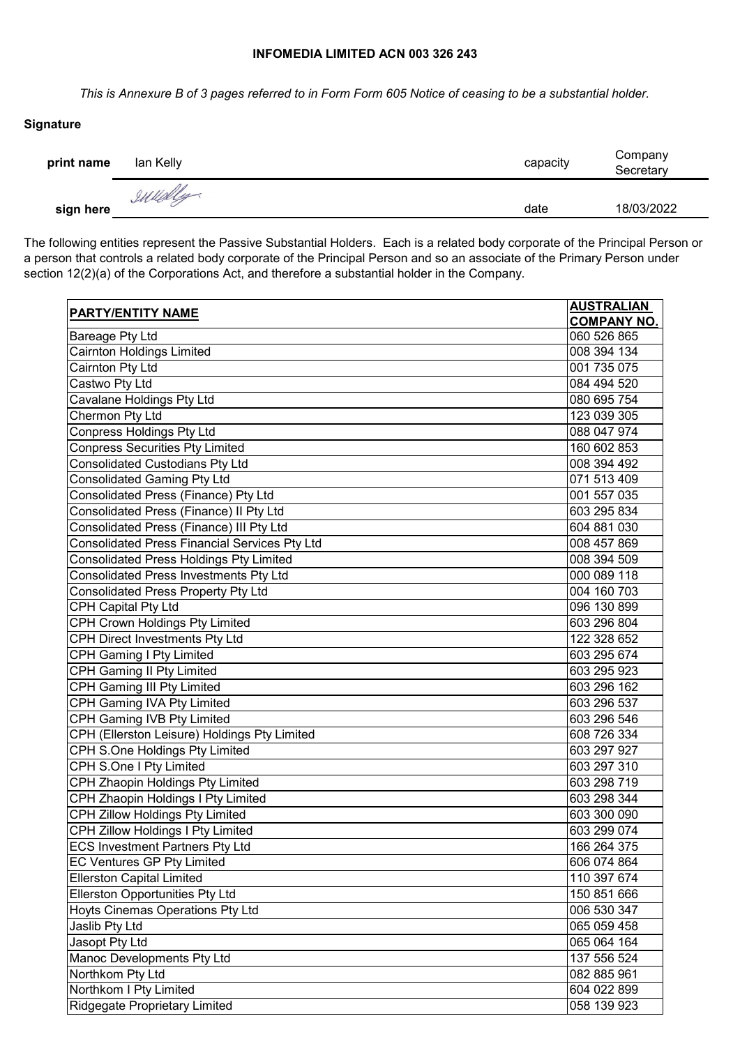**INFOMEDIA LIMITED ACN 003 326 243**

*This is Annexure B of 3 pages referred to in Form Form 605 Notice of ceasing to be a substantial holder.*

**Signature**

| | | | |
|---|---|---|---|
| **print name** | Ian Kelly | capacity | Company Secretary |
| **sign here** | IKelly | date | 18/03/2022 |

The following entities represent the Passive Substantial Holders. Each is a related body corporate of the Principal Person or a person that controls a related body corporate of the Principal Person and so an associate of the Primary Person under section 12(2)(a) of the Corporations Act, and therefore a substantial holder in the Company.

| PARTY/ENTITY NAME | AUSTRALIAN COMPANY NO. |
|---|---|
| Bareage Pty Ltd | 060 526 865 |
| Cairnton Holdings Limited | 008 394 134 |
| Cairnton Pty Ltd | 001 735 075 |
| Castwo Pty Ltd | 084 494 520 |
| Cavalane Holdings Pty Ltd | 080 695 754 |
| Chermon Pty Ltd | 123 039 305 |
| Conpress Holdings Pty Ltd | 088 047 974 |
| Conpress Securities Pty Limited | 160 602 853 |
| Consolidated Custodians Pty Ltd | 008 394 492 |
| Consolidated Gaming Pty Ltd | 071 513 409 |
| Consolidated Press (Finance) Pty Ltd | 001 557 035 |
| Consolidated Press (Finance) II Pty Ltd | 603 295 834 |
| Consolidated Press (Finance) III Pty Ltd | 604 881 030 |
| Consolidated Press Financial Services Pty Ltd | 008 457 869 |
| Consolidated Press Holdings Pty Limited | 008 394 509 |
| Consolidated Press Investments Pty Ltd | 000 089 118 |
| Consolidated Press Property Pty Ltd | 004 160 703 |
| CPH Capital Pty Ltd | 096 130 899 |
| CPH Crown Holdings Pty Limited | 603 296 804 |
| CPH Direct Investments Pty Ltd | 122 328 652 |
| CPH Gaming I Pty Limited | 603 295 674 |
| CPH Gaming II Pty Limited | 603 295 923 |
| CPH Gaming III Pty Limited | 603 296 162 |
| CPH Gaming IVA Pty Limited | 603 296 537 |
| CPH Gaming IVB Pty Limited | 603 296 546 |
| CPH (Ellerston Leisure) Holdings Pty Limited | 608 726 334 |
| CPH S.One Holdings Pty Limited | 603 297 927 |
| CPH S.One I Pty Limited | 603 297 310 |
| CPH Zhaopin Holdings Pty Limited | 603 298 719 |
| CPH Zhaopin Holdings I Pty Limited | 603 298 344 |
| CPH Zillow Holdings Pty Limited | 603 300 090 |
| CPH Zillow Holdings I Pty Limited | 603 299 074 |
| ECS Investment Partners Pty Ltd | 166 264 375 |
| EC Ventures GP Pty Limited | 606 074 864 |
| Ellerston Capital Limited | 110 397 674 |
| Ellerston Opportunities Pty Ltd | 150 851 666 |
| Hoyts Cinemas Operations Pty Ltd | 006 530 347 |
| Jaslib Pty Ltd | 065 059 458 |
| Jasopt Pty Ltd | 065 064 164 |
| Manoc Developments Pty Ltd | 137 556 524 |
| Northkom Pty Ltd | 082 885 961 |
| Northkom I Pty Limited | 604 022 899 |
| Ridgegate Proprietary Limited | 058 139 923 |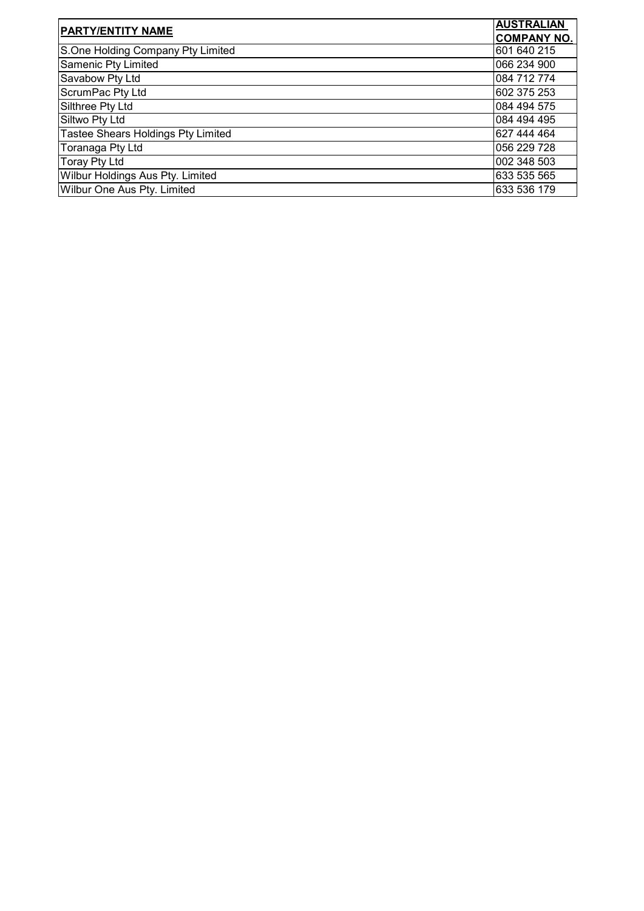| PARTY/ENTITY NAME | AUSTRALIAN COMPANY NO. |
|---|---|
| S.One Holding Company Pty Limited | 601 640 215 |
| Samenic Pty Limited | 066 234 900 |
| Savabow Pty Ltd | 084 712 774 |
| ScrumPac Pty Ltd | 602 375 253 |
| Silthree Pty Ltd | 084 494 575 |
| Siltwo Pty Ltd | 084 494 495 |
| Tastee Shears Holdings Pty Limited | 627 444 464 |
| Toranaga Pty Ltd | 056 229 728 |
| Toray Pty Ltd | 002 348 503 |
| Wilbur Holdings Aus Pty. Limited | 633 535 565 |
| Wilbur One Aus Pty. Limited | 633 536 179 |